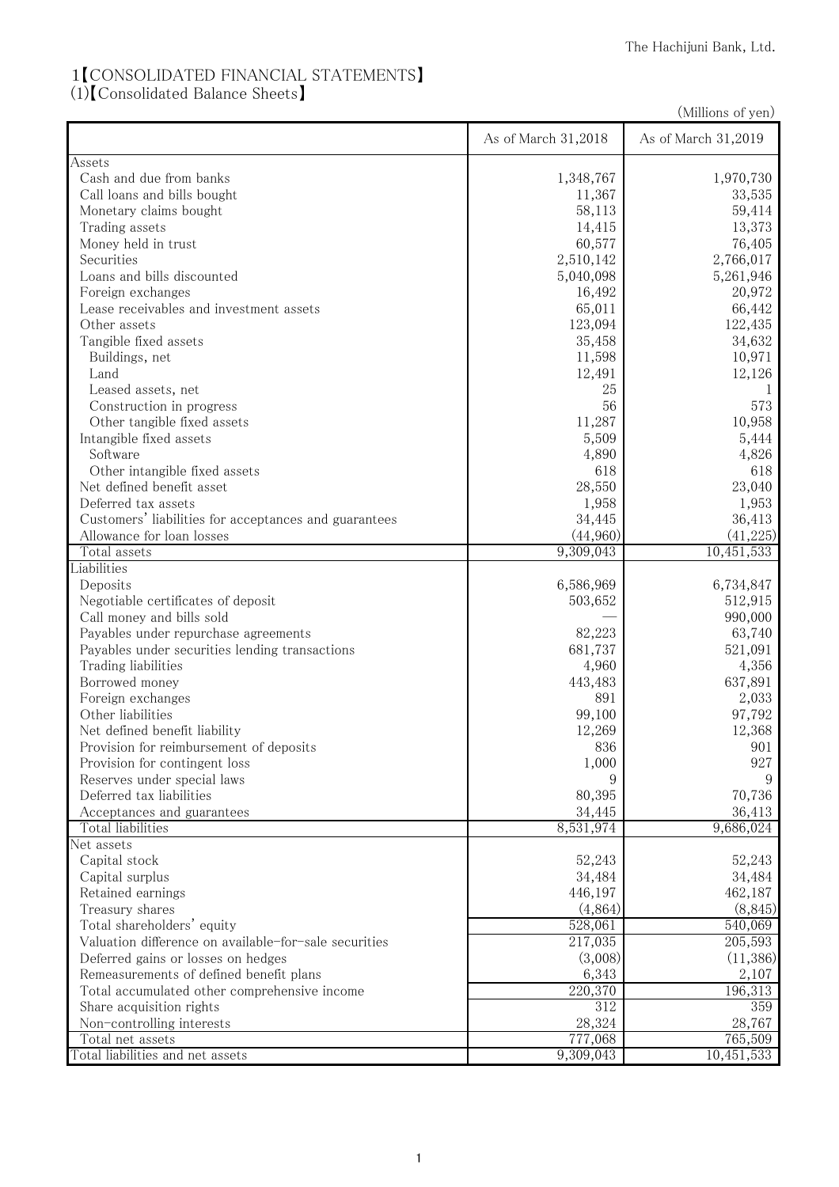# 1【CONSOLIDATED FINANCIAL STATEMENTS】

## (1)【Consolidated Balance Sheets】

(Millions of yen)

| | As of March 31,2018 | As of March 31,2019 |
|---|---|---|
| Assets | | |
| Cash and due from banks | 1,348,767 | 1,970,730 |
| Call loans and bills bought | 11,367 | 33,535 |
| Monetary claims bought | 58,113 | 59,414 |
| Trading assets | 14,415 | 13,373 |
| Money held in trust | 60,577 | 76,405 |
| Securities | 2,510,142 | 2,766,017 |
| Loans and bills discounted | 5,040,098 | 5,261,946 |
| Foreign exchanges | 16,492 | 20,972 |
| Lease receivables and investment assets | 65,011 | 66,442 |
| Other assets | 123,094 | 122,435 |
| Tangible fixed assets | 35,458 | 34,632 |
| Buildings, net | 11,598 | 10,971 |
| Land | 12,491 | 12,126 |
| Leased assets, net | 25 | 1 |
| Construction in progress | 56 | 573 |
| Other tangible fixed assets | 11,287 | 10,958 |
| Intangible fixed assets | 5,509 | 5,444 |
| Software | 4,890 | 4,826 |
| Other intangible fixed assets | 618 | 618 |
| Net defined benefit asset | 28,550 | 23,040 |
| Deferred tax assets | 1,958 | 1,953 |
| Customers' liabilities for acceptances and guarantees | 34,445 | 36,413 |
| Allowance for loan losses | (44,960) | (41,225) |
| Total assets | 9,309,043 | 10,451,533 |
| Liabilities | | |
| Deposits | 6,586,969 | 6,734,847 |
| Negotiable certificates of deposit | 503,652 | 512,915 |
| Call money and bills sold | — | 990,000 |
| Payables under repurchase agreements | 82,223 | 63,740 |
| Payables under securities lending transactions | 681,737 | 521,091 |
| Trading liabilities | 4,960 | 4,356 |
| Borrowed money | 443,483 | 637,891 |
| Foreign exchanges | 891 | 2,033 |
| Other liabilities | 99,100 | 97,792 |
| Net defined benefit liability | 12,269 | 12,368 |
| Provision for reimbursement of deposits | 836 | 901 |
| Provision for contingent loss | 1,000 | 927 |
| Reserves under special laws | 9 | 9 |
| Deferred tax liabilities | 80,395 | 70,736 |
| Acceptances and guarantees | 34,445 | 36,413 |
| Total liabilities | 8,531,974 | 9,686,024 |
| Net assets | | |
| Capital stock | 52,243 | 52,243 |
| Capital surplus | 34,484 | 34,484 |
| Retained earnings | 446,197 | 462,187 |
| Treasury shares | (4,864) | (8,845) |
| Total shareholders' equity | 528,061 | 540,069 |
| Valuation difference on available-for-sale securities | 217,035 | 205,593 |
| Deferred gains or losses on hedges | (3,008) | (11,386) |
| Remeasurements of defined benefit plans | 6,343 | 2,107 |
| Total accumulated other comprehensive income | 220,370 | 196,313 |
| Share acquisition rights | 312 | 359 |
| Non-controlling interests | 28,324 | 28,767 |
| Total net assets | 777,068 | 765,509 |
| Total liabilities and net assets | 9,309,043 | 10,451,533 |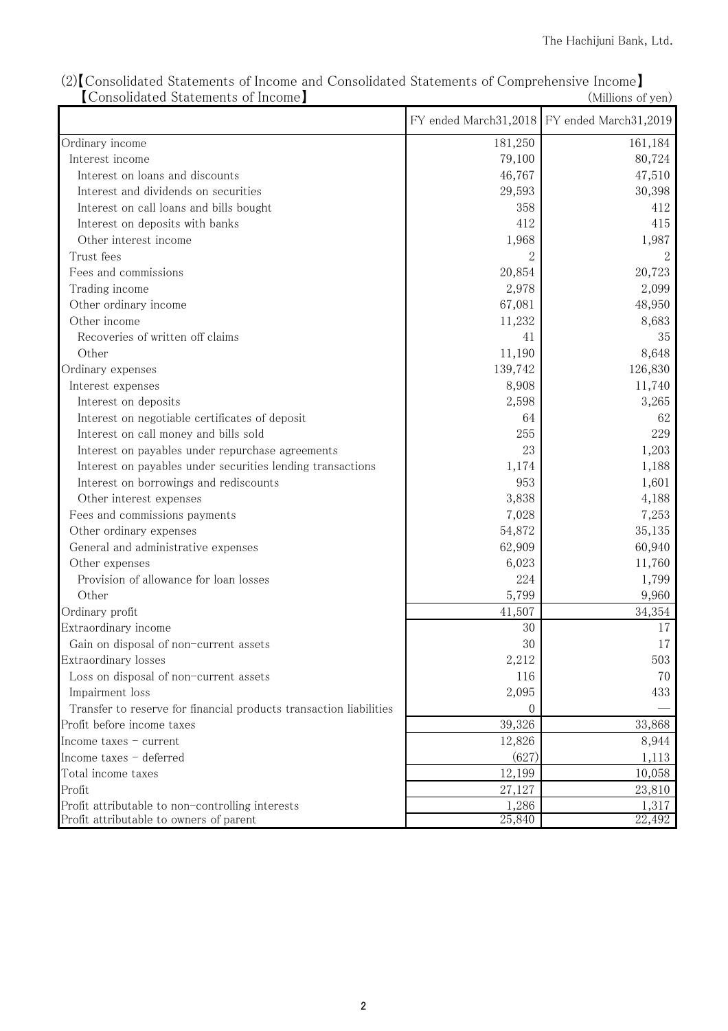## (2)【Consolidated Statements of Income and Consolidated Statements of Comprehensive Income】

【Consolidated Statements of Income】

(Millions of yen)

| | FY ended March31,2018 | FY ended March31,2019 |
|---|---|---|
| Ordinary income | 181,250 | 161,184 |
| Interest income | 79,100 | 80,724 |
| Interest on loans and discounts | 46,767 | 47,510 |
| Interest and dividends on securities | 29,593 | 30,398 |
| Interest on call loans and bills bought | 358 | 412 |
| Interest on deposits with banks | 412 | 415 |
| Other interest income | 1,968 | 1,987 |
| Trust fees | 2 | 2 |
| Fees and commissions | 20,854 | 20,723 |
| Trading income | 2,978 | 2,099 |
| Other ordinary income | 67,081 | 48,950 |
| Other income | 11,232 | 8,683 |
| Recoveries of written off claims | 41 | 35 |
| Other | 11,190 | 8,648 |
| Ordinary expenses | 139,742 | 126,830 |
| Interest expenses | 8,908 | 11,740 |
| Interest on deposits | 2,598 | 3,265 |
| Interest on negotiable certificates of deposit | 64 | 62 |
| Interest on call money and bills sold | 255 | 229 |
| Interest on payables under repurchase agreements | 23 | 1,203 |
| Interest on payables under securities lending transactions | 1,174 | 1,188 |
| Interest on borrowings and rediscounts | 953 | 1,601 |
| Other interest expenses | 3,838 | 4,188 |
| Fees and commissions payments | 7,028 | 7,253 |
| Other ordinary expenses | 54,872 | 35,135 |
| General and administrative expenses | 62,909 | 60,940 |
| Other expenses | 6,023 | 11,760 |
| Provision of allowance for loan losses | 224 | 1,799 |
| Other | 5,799 | 9,960 |
| Ordinary profit | 41,507 | 34,354 |
| Extraordinary income | 30 | 17 |
| Gain on disposal of non-current assets | 30 | 17 |
| Extraordinary losses | 2,212 | 503 |
| Loss on disposal of non-current assets | 116 | 70 |
| Impairment loss | 2,095 | 433 |
| Transfer to reserve for financial products transaction liabilities | 0 | — |
| Profit before income taxes | 39,326 | 33,868 |
| Income taxes - current | 12,826 | 8,944 |
| Income taxes - deferred | (627) | 1,113 |
| Total income taxes | 12,199 | 10,058 |
| Profit | 27,127 | 23,810 |
| Profit attributable to non-controlling interests | 1,286 | 1,317 |
| Profit attributable to owners of parent | 25,840 | 22,492 |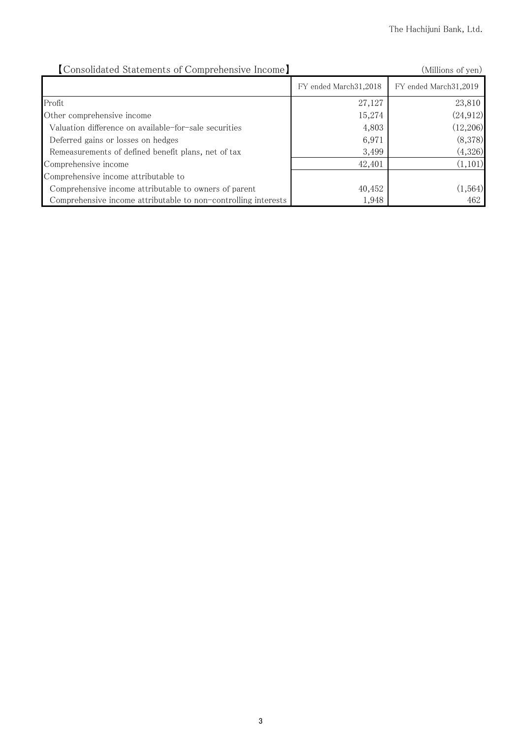【Consolidated Statements of Comprehensive Income】

(Millions of yen)

| | FY ended March31,2018 | FY ended March31,2019 |
|---|---|---|
| Profit | 27,127 | 23,810 |
| Other comprehensive income | 15,274 | (24,912) |
| Valuation difference on available-for-sale securities | 4,803 | (12,206) |
| Deferred gains or losses on hedges | 6,971 | (8,378) |
| Remeasurements of defined benefit plans, net of tax | 3,499 | (4,326) |
| Comprehensive income | 42,401 | (1,101) |
| Comprehensive income attributable to | | |
| Comprehensive income attributable to owners of parent | 40,452 | (1,564) |
| Comprehensive income attributable to non-controlling interests | 1,948 | 462 |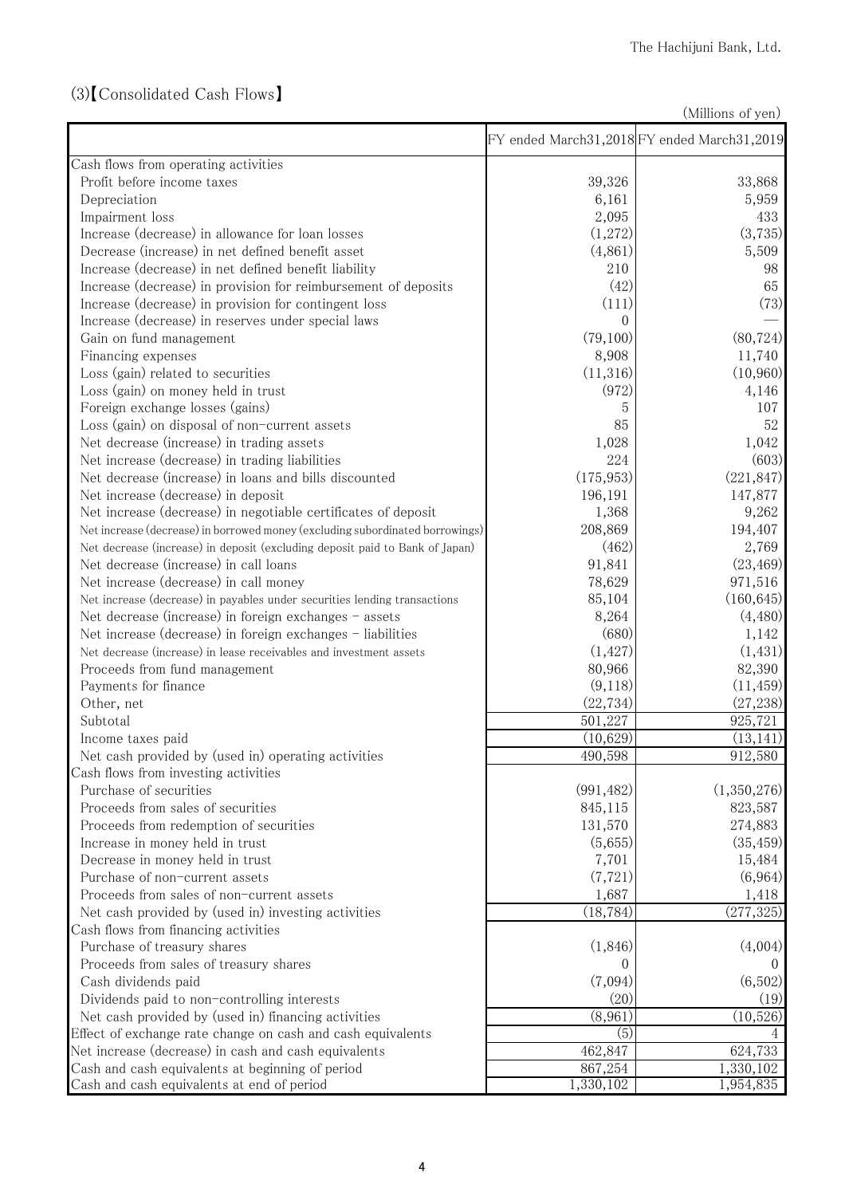### (3)【Consolidated Cash Flows】

(Millions of yen)

| | FY ended March31,2018 | FY ended March31,2019 |
|---|---|---|
| Cash flows from operating activities | | |
| Profit before income taxes | 39,326 | 33,868 |
| Depreciation | 6,161 | 5,959 |
| Impairment loss | 2,095 | 433 |
| Increase (decrease) in allowance for loan losses | (1,272) | (3,735) |
| Decrease (increase) in net defined benefit asset | (4,861) | 5,509 |
| Increase (decrease) in net defined benefit liability | 210 | 98 |
| Increase (decrease) in provision for reimbursement of deposits | (42) | 65 |
| Increase (decrease) in provision for contingent loss | (111) | (73) |
| Increase (decrease) in reserves under special laws | 0 | — |
| Gain on fund management | (79,100) | (80,724) |
| Financing expenses | 8,908 | 11,740 |
| Loss (gain) related to securities | (11,316) | (10,960) |
| Loss (gain) on money held in trust | (972) | 4,146 |
| Foreign exchange losses (gains) | 5 | 107 |
| Loss (gain) on disposal of non-current assets | 85 | 52 |
| Net decrease (increase) in trading assets | 1,028 | 1,042 |
| Net increase (decrease) in trading liabilities | 224 | (603) |
| Net decrease (increase) in loans and bills discounted | (175,953) | (221,847) |
| Net increase (decrease) in deposit | 196,191 | 147,877 |
| Net increase (decrease) in negotiable certificates of deposit | 1,368 | 9,262 |
| Net increase (decrease) in borrowed money (excluding subordinated borrowings) | 208,869 | 194,407 |
| Net decrease (increase) in deposit (excluding deposit paid to Bank of Japan) | (462) | 2,769 |
| Net decrease (increase) in call loans | 91,841 | (23,469) |
| Net increase (decrease) in call money | 78,629 | 971,516 |
| Net increase (decrease) in payables under securities lending transactions | 85,104 | (160,645) |
| Net decrease (increase) in foreign exchanges – assets | 8,264 | (4,480) |
| Net increase (decrease) in foreign exchanges – liabilities | (680) | 1,142 |
| Net decrease (increase) in lease receivables and investment assets | (1,427) | (1,431) |
| Proceeds from fund management | 80,966 | 82,390 |
| Payments for finance | (9,118) | (11,459) |
| Other, net | (22,734) | (27,238) |
| Subtotal | 501,227 | 925,721 |
| Income taxes paid | (10,629) | (13,141) |
| Net cash provided by (used in) operating activities | 490,598 | 912,580 |
| Cash flows from investing activities | | |
| Purchase of securities | (991,482) | (1,350,276) |
| Proceeds from sales of securities | 845,115 | 823,587 |
| Proceeds from redemption of securities | 131,570 | 274,883 |
| Increase in money held in trust | (5,655) | (35,459) |
| Decrease in money held in trust | 7,701 | 15,484 |
| Purchase of non-current assets | (7,721) | (6,964) |
| Proceeds from sales of non-current assets | 1,687 | 1,418 |
| Net cash provided by (used in) investing activities | (18,784) | (277,325) |
| Cash flows from financing activities | | |
| Purchase of treasury shares | (1,846) | (4,004) |
| Proceeds from sales of treasury shares | 0 | 0 |
| Cash dividends paid | (7,094) | (6,502) |
| Dividends paid to non-controlling interests | (20) | (19) |
| Net cash provided by (used in) financing activities | (8,961) | (10,526) |
| Effect of exchange rate change on cash and cash equivalents | (5) | 4 |
| Net increase (decrease) in cash and cash equivalents | 462,847 | 624,733 |
| Cash and cash equivalents at beginning of period | 867,254 | 1,330,102 |
| Cash and cash equivalents at end of period | 1,330,102 | 1,954,835 |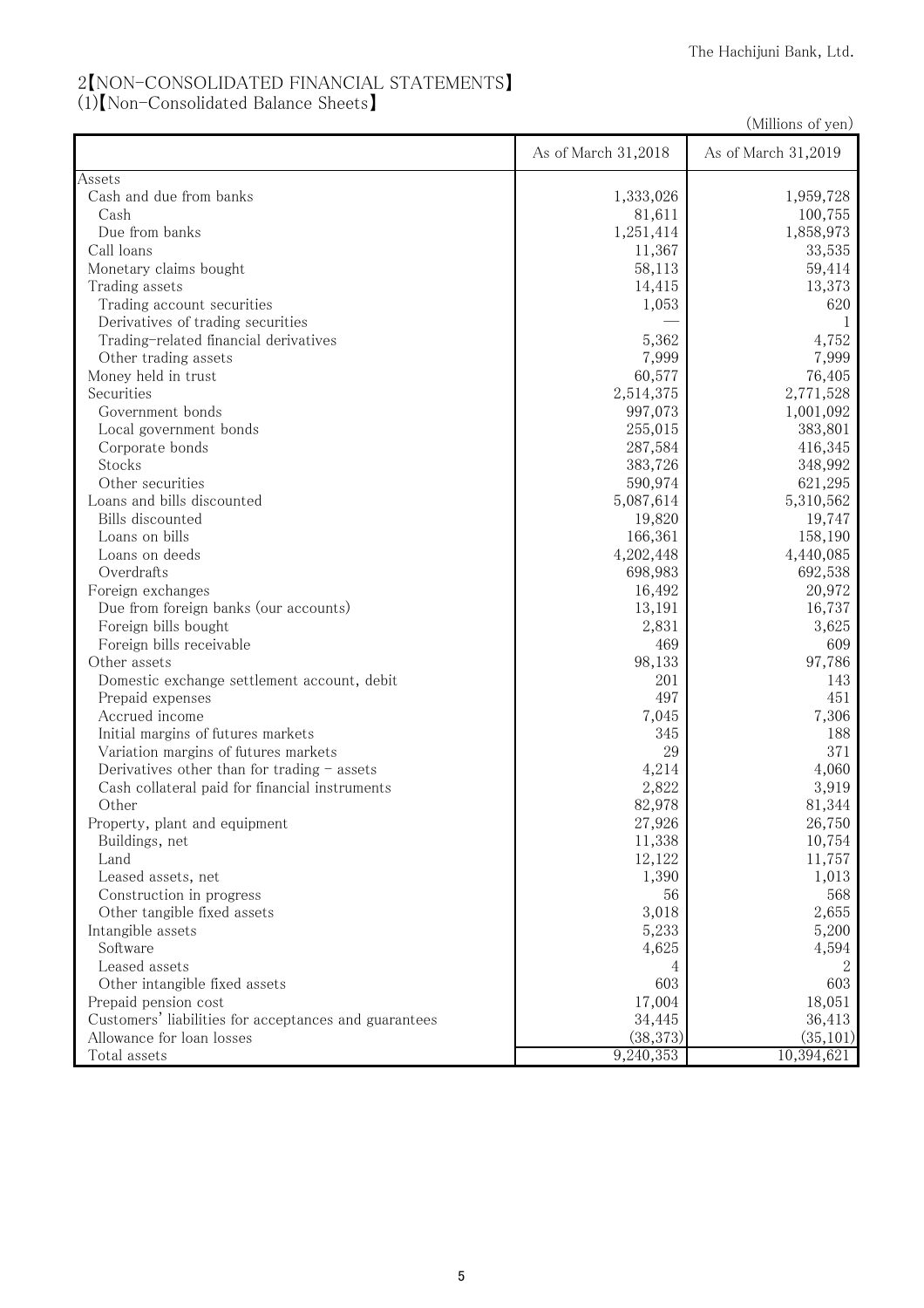## 2【NON-CONSOLIDATED FINANCIAL STATEMENTS】

### (1)【Non-Consolidated Balance Sheets】

(Millions of yen)

| | As of March 31,2018 | As of March 31,2019 |
|---|---|---|
| Assets | | |
| Cash and due from banks | 1,333,026 | 1,959,728 |
| Cash | 81,611 | 100,755 |
| Due from banks | 1,251,414 | 1,858,973 |
| Call loans | 11,367 | 33,535 |
| Monetary claims bought | 58,113 | 59,414 |
| Trading assets | 14,415 | 13,373 |
| Trading account securities | 1,053 | 620 |
| Derivatives of trading securities | — | 1 |
| Trading-related financial derivatives | 5,362 | 4,752 |
| Other trading assets | 7,999 | 7,999 |
| Money held in trust | 60,577 | 76,405 |
| Securities | 2,514,375 | 2,771,528 |
| Government bonds | 997,073 | 1,001,092 |
| Local government bonds | 255,015 | 383,801 |
| Corporate bonds | 287,584 | 416,345 |
| Stocks | 383,726 | 348,992 |
| Other securities | 590,974 | 621,295 |
| Loans and bills discounted | 5,087,614 | 5,310,562 |
| Bills discounted | 19,820 | 19,747 |
| Loans on bills | 166,361 | 158,190 |
| Loans on deeds | 4,202,448 | 4,440,085 |
| Overdrafts | 698,983 | 692,538 |
| Foreign exchanges | 16,492 | 20,972 |
| Due from foreign banks (our accounts) | 13,191 | 16,737 |
| Foreign bills bought | 2,831 | 3,625 |
| Foreign bills receivable | 469 | 609 |
| Other assets | 98,133 | 97,786 |
| Domestic exchange settlement account, debit | 201 | 143 |
| Prepaid expenses | 497 | 451 |
| Accrued income | 7,045 | 7,306 |
| Initial margins of futures markets | 345 | 188 |
| Variation margins of futures markets | 29 | 371 |
| Derivatives other than for trading - assets | 4,214 | 4,060 |
| Cash collateral paid for financial instruments | 2,822 | 3,919 |
| Other | 82,978 | 81,344 |
| Property, plant and equipment | 27,926 | 26,750 |
| Buildings, net | 11,338 | 10,754 |
| Land | 12,122 | 11,757 |
| Leased assets, net | 1,390 | 1,013 |
| Construction in progress | 56 | 568 |
| Other tangible fixed assets | 3,018 | 2,655 |
| Intangible assets | 5,233 | 5,200 |
| Software | 4,625 | 4,594 |
| Leased assets | 4 | 2 |
| Other intangible fixed assets | 603 | 603 |
| Prepaid pension cost | 17,004 | 18,051 |
| Customers' liabilities for acceptances and guarantees | 34,445 | 36,413 |
| Allowance for loan losses | (38,373) | (35,101) |
| Total assets | 9,240,353 | 10,394,621 |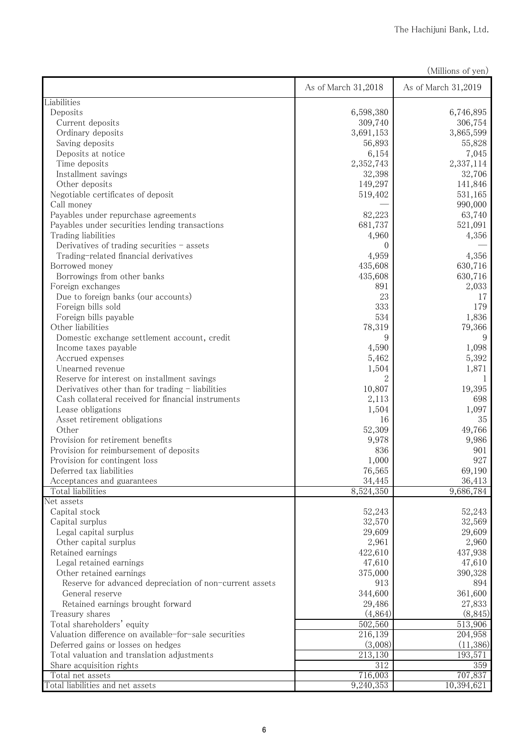(Millions of yen)

| | As of March 31,2018 | As of March 31,2019 |
|---|---|---|
| Liabilities | | |
| Deposits | 6,598,380 | 6,746,895 |
| Current deposits | 309,740 | 306,754 |
| Ordinary deposits | 3,691,153 | 3,865,599 |
| Saving deposits | 56,893 | 55,828 |
| Deposits at notice | 6,154 | 7,045 |
| Time deposits | 2,352,743 | 2,337,114 |
| Installment savings | 32,398 | 32,706 |
| Other deposits | 149,297 | 141,846 |
| Negotiable certificates of deposit | 519,402 | 531,165 |
| Call money | ― | 990,000 |
| Payables under repurchase agreements | 82,223 | 63,740 |
| Payables under securities lending transactions | 681,737 | 521,091 |
| Trading liabilities | 4,960 | 4,356 |
| Derivatives of trading securities - assets | 0 | ― |
| Trading-related financial derivatives | 4,959 | 4,356 |
| Borrowed money | 435,608 | 630,716 |
| Borrowings from other banks | 435,608 | 630,716 |
| Foreign exchanges | 891 | 2,033 |
| Due to foreign banks (our accounts) | 23 | 17 |
| Foreign bills sold | 333 | 179 |
| Foreign bills payable | 534 | 1,836 |
| Other liabilities | 78,319 | 79,366 |
| Domestic exchange settlement account, credit | 9 | 9 |
| Income taxes payable | 4,590 | 1,098 |
| Accrued expenses | 5,462 | 5,392 |
| Unearned revenue | 1,504 | 1,871 |
| Reserve for interest on installment savings | 2 | 1 |
| Derivatives other than for trading - liabilities | 10,807 | 19,395 |
| Cash collateral received for financial instruments | 2,113 | 698 |
| Lease obligations | 1,504 | 1,097 |
| Asset retirement obligations | 16 | 35 |
| Other | 52,309 | 49,766 |
| Provision for retirement benefits | 9,978 | 9,986 |
| Provision for reimbursement of deposits | 836 | 901 |
| Provision for contingent loss | 1,000 | 927 |
| Deferred tax liabilities | 76,565 | 69,190 |
| Acceptances and guarantees | 34,445 | 36,413 |
| Total liabilities | 8,524,350 | 9,686,784 |
| Net assets | | |
| Capital stock | 52,243 | 52,243 |
| Capital surplus | 32,570 | 32,569 |
| Legal capital surplus | 29,609 | 29,609 |
| Other capital surplus | 2,961 | 2,960 |
| Retained earnings | 422,610 | 437,938 |
| Legal retained earnings | 47,610 | 47,610 |
| Other retained earnings | 375,000 | 390,328 |
| Reserve for advanced depreciation of non-current assets | 913 | 894 |
| General reserve | 344,600 | 361,600 |
| Retained earnings brought forward | 29,486 | 27,833 |
| Treasury shares | (4,864) | (8,845) |
| Total shareholders' equity | 502,560 | 513,906 |
| Valuation difference on available-for-sale securities | 216,139 | 204,958 |
| Deferred gains or losses on hedges | (3,008) | (11,386) |
| Total valuation and translation adjustments | 213,130 | 193,571 |
| Share acquisition rights | 312 | 359 |
| Total net assets | 716,003 | 707,837 |
| Total liabilities and net assets | 9,240,353 | 10,394,621 |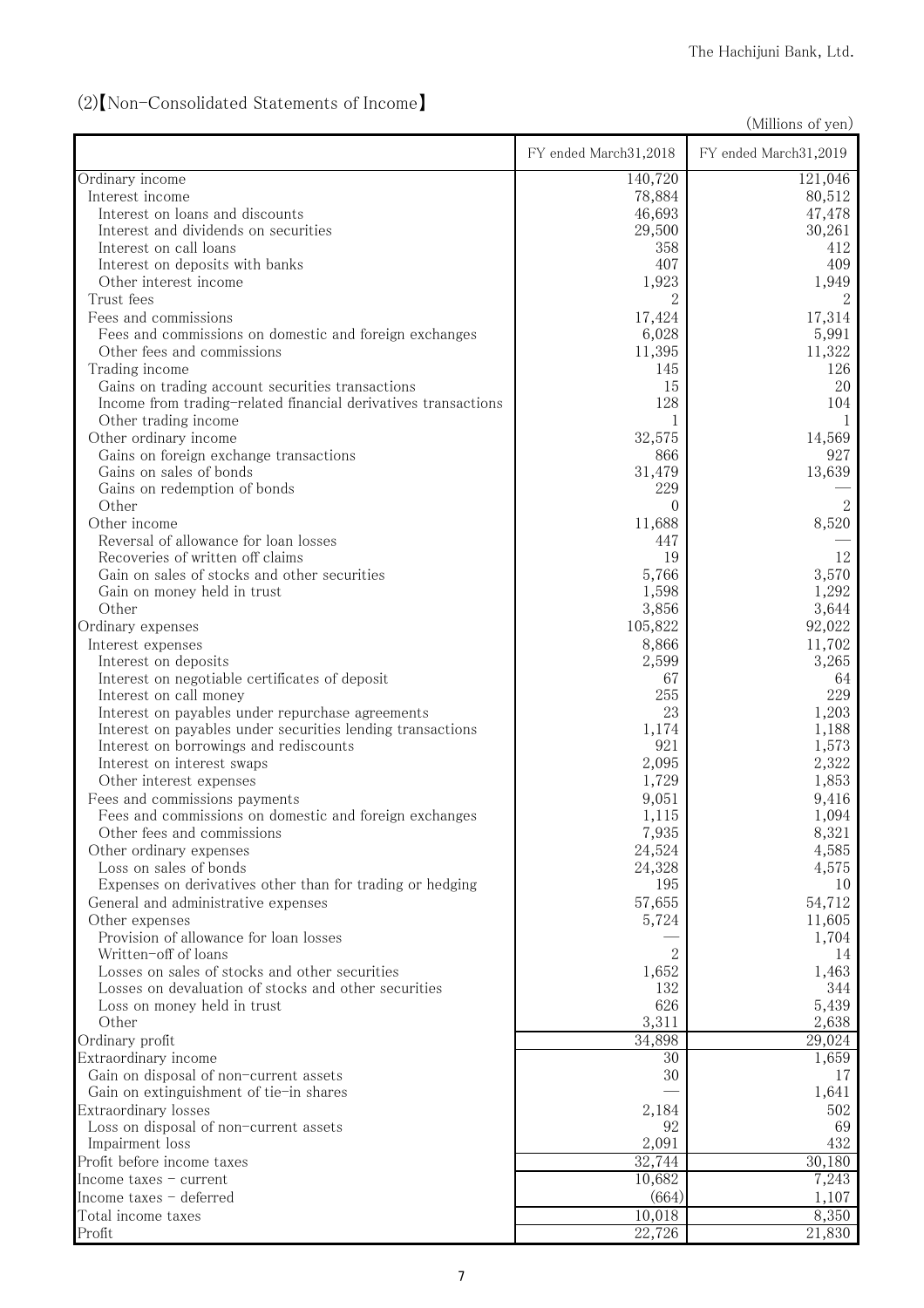The Hachijuni Bank, Ltd.

## (2)【Non-Consolidated Statements of Income】

(Millions of yen)

| | FY ended March31,2018 | FY ended March31,2019 |
|---|---|---|
| Ordinary income | 140,720 | 121,046 |
| Interest income | 78,884 | 80,512 |
| Interest on loans and discounts | 46,693 | 47,478 |
| Interest and dividends on securities | 29,500 | 30,261 |
| Interest on call loans | 358 | 412 |
| Interest on deposits with banks | 407 | 409 |
| Other interest income | 1,923 | 1,949 |
| Trust fees | 2 | 2 |
| Fees and commissions | 17,424 | 17,314 |
| Fees and commissions on domestic and foreign exchanges | 6,028 | 5,991 |
| Other fees and commissions | 11,395 | 11,322 |
| Trading income | 145 | 126 |
| Gains on trading account securities transactions | 15 | 20 |
| Income from trading-related financial derivatives transactions | 128 | 104 |
| Other trading income | 1 | 1 |
| Other ordinary income | 32,575 | 14,569 |
| Gains on foreign exchange transactions | 866 | 927 |
| Gains on sales of bonds | 31,479 | 13,639 |
| Gains on redemption of bonds | 229 | — |
| Other | 0 | 2 |
| Other income | 11,688 | 8,520 |
| Reversal of allowance for loan losses | 447 | — |
| Recoveries of written off claims | 19 | 12 |
| Gain on sales of stocks and other securities | 5,766 | 3,570 |
| Gain on money held in trust | 1,598 | 1,292 |
| Other | 3,856 | 3,644 |
| Ordinary expenses | 105,822 | 92,022 |
| Interest expenses | 8,866 | 11,702 |
| Interest on deposits | 2,599 | 3,265 |
| Interest on negotiable certificates of deposit | 67 | 64 |
| Interest on call money | 255 | 229 |
| Interest on payables under repurchase agreements | 23 | 1,203 |
| Interest on payables under securities lending transactions | 1,174 | 1,188 |
| Interest on borrowings and rediscounts | 921 | 1,573 |
| Interest on interest swaps | 2,095 | 2,322 |
| Other interest expenses | 1,729 | 1,853 |
| Fees and commissions payments | 9,051 | 9,416 |
| Fees and commissions on domestic and foreign exchanges | 1,115 | 1,094 |
| Other fees and commissions | 7,935 | 8,321 |
| Other ordinary expenses | 24,524 | 4,585 |
| Loss on sales of bonds | 24,328 | 4,575 |
| Expenses on derivatives other than for trading or hedging | 195 | 10 |
| General and administrative expenses | 57,655 | 54,712 |
| Other expenses | 5,724 | 11,605 |
| Provision of allowance for loan losses | — | 1,704 |
| Written-off of loans | 2 | 14 |
| Losses on sales of stocks and other securities | 1,652 | 1,463 |
| Losses on devaluation of stocks and other securities | 132 | 344 |
| Loss on money held in trust | 626 | 5,439 |
| Other | 3,311 | 2,638 |
| Ordinary profit | 34,898 | 29,024 |
| Extraordinary income | 30 | 1,659 |
| Gain on disposal of non-current assets | 30 | 17 |
| Gain on extinguishment of tie-in shares | — | 1,641 |
| Extraordinary losses | 2,184 | 502 |
| Loss on disposal of non-current assets | 92 | 69 |
| Impairment loss | 2,091 | 432 |
| Profit before income taxes | 32,744 | 30,180 |
| Income taxes - current | 10,682 | 7,243 |
| Income taxes - deferred | (664) | 1,107 |
| Total income taxes | 10,018 | 8,350 |
| Profit | 22,726 | 21,830 |